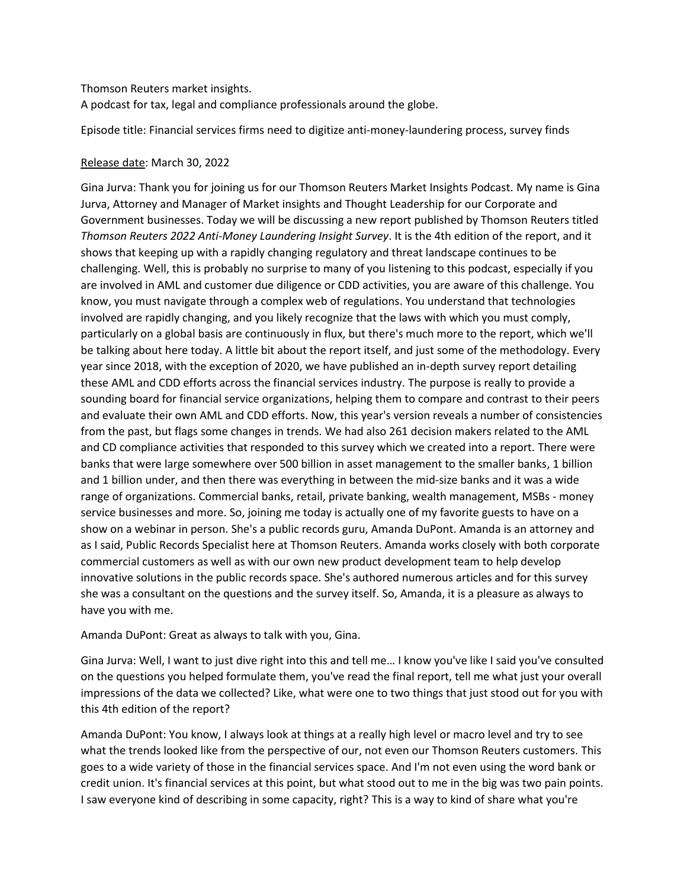Thomson Reuters market insights.
A podcast for tax, legal and compliance professionals around the globe.

Episode title: Financial services firms need to digitize anti-money-laundering process, survey finds

Release date: March 30, 2022

Gina Jurva: Thank you for joining us for our Thomson Reuters Market Insights Podcast. My name is Gina Jurva, Attorney and Manager of Market insights and Thought Leadership for our Corporate and Government businesses. Today we will be discussing a new report published by Thomson Reuters titled *Thomson Reuters 2022 Anti-Money Laundering Insight Survey*. It is the 4th edition of the report, and it shows that keeping up with a rapidly changing regulatory and threat landscape continues to be challenging. Well, this is probably no surprise to many of you listening to this podcast, especially if you are involved in AML and customer due diligence or CDD activities, you are aware of this challenge. You know, you must navigate through a complex web of regulations. You understand that technologies involved are rapidly changing, and you likely recognize that the laws with which you must comply, particularly on a global basis are continuously in flux, but there's much more to the report, which we'll be talking about here today. A little bit about the report itself, and just some of the methodology. Every year since 2018, with the exception of 2020, we have published an in-depth survey report detailing these AML and CDD efforts across the financial services industry. The purpose is really to provide a sounding board for financial service organizations, helping them to compare and contrast to their peers and evaluate their own AML and CDD efforts. Now, this year's version reveals a number of consistencies from the past, but flags some changes in trends. We had also 261 decision makers related to the AML and CD compliance activities that responded to this survey which we created into a report. There were banks that were large somewhere over 500 billion in asset management to the smaller banks, 1 billion and 1 billion under, and then there was everything in between the mid-size banks and it was a wide range of organizations. Commercial banks, retail, private banking, wealth management, MSBs - money service businesses and more. So, joining me today is actually one of my favorite guests to have on a show on a webinar in person. She's a public records guru, Amanda DuPont. Amanda is an attorney and as I said, Public Records Specialist here at Thomson Reuters. Amanda works closely with both corporate commercial customers as well as with our own new product development team to help develop innovative solutions in the public records space. She's authored numerous articles and for this survey she was a consultant on the questions and the survey itself. So, Amanda, it is a pleasure as always to have you with me.

Amanda DuPont: Great as always to talk with you, Gina.

Gina Jurva: Well, I want to just dive right into this and tell me… I know you've like I said you've consulted on the questions you helped formulate them, you've read the final report, tell me what just your overall impressions of the data we collected? Like, what were one to two things that just stood out for you with this 4th edition of the report?

Amanda DuPont: You know, I always look at things at a really high level or macro level and try to see what the trends looked like from the perspective of our, not even our Thomson Reuters customers. This goes to a wide variety of those in the financial services space. And I'm not even using the word bank or credit union. It's financial services at this point, but what stood out to me in the big was two pain points. I saw everyone kind of describing in some capacity, right? This is a way to kind of share what you're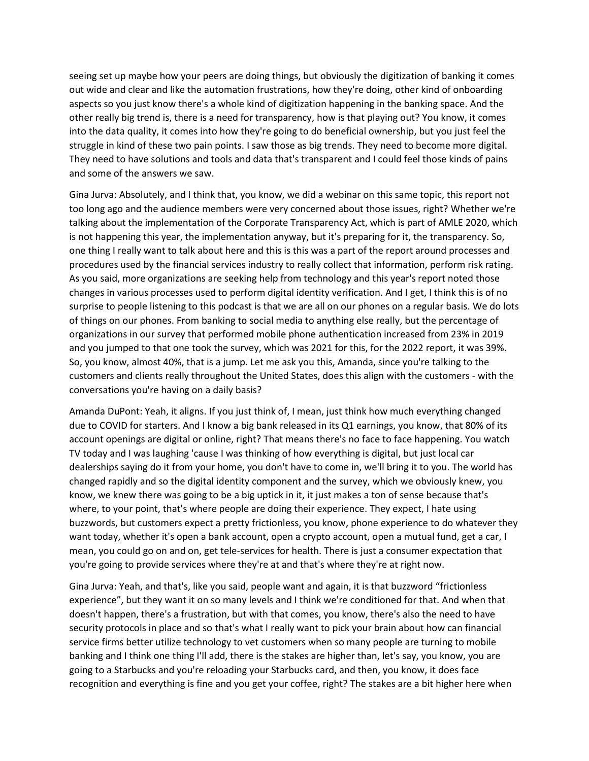seeing set up maybe how your peers are doing things, but obviously the digitization of banking it comes out wide and clear and like the automation frustrations, how they're doing, other kind of onboarding aspects so you just know there's a whole kind of digitization happening in the banking space. And the other really big trend is, there is a need for transparency, how is that playing out? You know, it comes into the data quality, it comes into how they're going to do beneficial ownership, but you just feel the struggle in kind of these two pain points. I saw those as big trends. They need to become more digital. They need to have solutions and tools and data that's transparent and I could feel those kinds of pains and some of the answers we saw.

Gina Jurva: Absolutely, and I think that, you know, we did a webinar on this same topic, this report not too long ago and the audience members were very concerned about those issues, right? Whether we're talking about the implementation of the Corporate Transparency Act, which is part of AMLE 2020, which is not happening this year, the implementation anyway, but it's preparing for it, the transparency. So, one thing I really want to talk about here and this is this was a part of the report around processes and procedures used by the financial services industry to really collect that information, perform risk rating. As you said, more organizations are seeking help from technology and this year's report noted those changes in various processes used to perform digital identity verification. And I get, I think this is of no surprise to people listening to this podcast is that we are all on our phones on a regular basis. We do lots of things on our phones. From banking to social media to anything else really, but the percentage of organizations in our survey that performed mobile phone authentication increased from 23% in 2019 and you jumped to that one took the survey, which was 2021 for this, for the 2022 report, it was 39%. So, you know, almost 40%, that is a jump. Let me ask you this, Amanda, since you're talking to the customers and clients really throughout the United States, does this align with the customers - with the conversations you're having on a daily basis?

Amanda DuPont: Yeah, it aligns. If you just think of, I mean, just think how much everything changed due to COVID for starters. And I know a big bank released in its Q1 earnings, you know, that 80% of its account openings are digital or online, right? That means there's no face to face happening. You watch TV today and I was laughing 'cause I was thinking of how everything is digital, but just local car dealerships saying do it from your home, you don't have to come in, we'll bring it to you. The world has changed rapidly and so the digital identity component and the survey, which we obviously knew, you know, we knew there was going to be a big uptick in it, it just makes a ton of sense because that's where, to your point, that's where people are doing their experience. They expect, I hate using buzzwords, but customers expect a pretty frictionless, you know, phone experience to do whatever they want today, whether it's open a bank account, open a crypto account, open a mutual fund, get a car, I mean, you could go on and on, get tele-services for health. There is just a consumer expectation that you're going to provide services where they're at and that's where they're at right now.

Gina Jurva: Yeah, and that's, like you said, people want and again, it is that buzzword "frictionless experience", but they want it on so many levels and I think we're conditioned for that. And when that doesn't happen, there's a frustration, but with that comes, you know, there's also the need to have security protocols in place and so that's what I really want to pick your brain about how can financial service firms better utilize technology to vet customers when so many people are turning to mobile banking and I think one thing I'll add, there is the stakes are higher than, let's say, you know, you are going to a Starbucks and you're reloading your Starbucks card, and then, you know, it does face recognition and everything is fine and you get your coffee, right? The stakes are a bit higher here when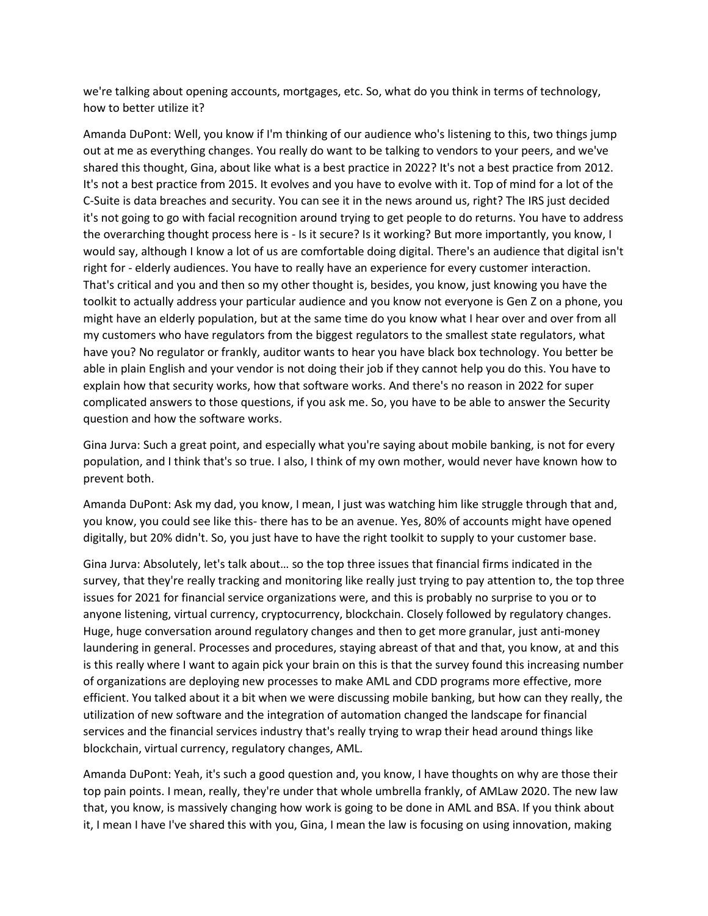we're talking about opening accounts, mortgages, etc. So, what do you think in terms of technology, how to better utilize it?

Amanda DuPont: Well, you know if I'm thinking of our audience who's listening to this, two things jump out at me as everything changes. You really do want to be talking to vendors to your peers, and we've shared this thought, Gina, about like what is a best practice in 2022? It's not a best practice from 2012. It's not a best practice from 2015. It evolves and you have to evolve with it. Top of mind for a lot of the C-Suite is data breaches and security. You can see it in the news around us, right? The IRS just decided it's not going to go with facial recognition around trying to get people to do returns. You have to address the overarching thought process here is - Is it secure? Is it working? But more importantly, you know, I would say, although I know a lot of us are comfortable doing digital. There's an audience that digital isn't right for - elderly audiences. You have to really have an experience for every customer interaction. That's critical and you and then so my other thought is, besides, you know, just knowing you have the toolkit to actually address your particular audience and you know not everyone is Gen Z on a phone, you might have an elderly population, but at the same time do you know what I hear over and over from all my customers who have regulators from the biggest regulators to the smallest state regulators, what have you? No regulator or frankly, auditor wants to hear you have black box technology. You better be able in plain English and your vendor is not doing their job if they cannot help you do this. You have to explain how that security works, how that software works. And there's no reason in 2022 for super complicated answers to those questions, if you ask me. So, you have to be able to answer the Security question and how the software works.

Gina Jurva: Such a great point, and especially what you're saying about mobile banking, is not for every population, and I think that's so true. I also, I think of my own mother, would never have known how to prevent both.

Amanda DuPont: Ask my dad, you know, I mean, I just was watching him like struggle through that and, you know, you could see like this- there has to be an avenue. Yes, 80% of accounts might have opened digitally, but 20% didn't. So, you just have to have the right toolkit to supply to your customer base.

Gina Jurva: Absolutely, let's talk about… so the top three issues that financial firms indicated in the survey, that they're really tracking and monitoring like really just trying to pay attention to, the top three issues for 2021 for financial service organizations were, and this is probably no surprise to you or to anyone listening, virtual currency, cryptocurrency, blockchain. Closely followed by regulatory changes. Huge, huge conversation around regulatory changes and then to get more granular, just anti-money laundering in general. Processes and procedures, staying abreast of that and that, you know, at and this is this really where I want to again pick your brain on this is that the survey found this increasing number of organizations are deploying new processes to make AML and CDD programs more effective, more efficient. You talked about it a bit when we were discussing mobile banking, but how can they really, the utilization of new software and the integration of automation changed the landscape for financial services and the financial services industry that's really trying to wrap their head around things like blockchain, virtual currency, regulatory changes, AML.

Amanda DuPont: Yeah, it's such a good question and, you know, I have thoughts on why are those their top pain points. I mean, really, they're under that whole umbrella frankly, of AMLaw 2020. The new law that, you know, is massively changing how work is going to be done in AML and BSA. If you think about it, I mean I have I've shared this with you, Gina, I mean the law is focusing on using innovation, making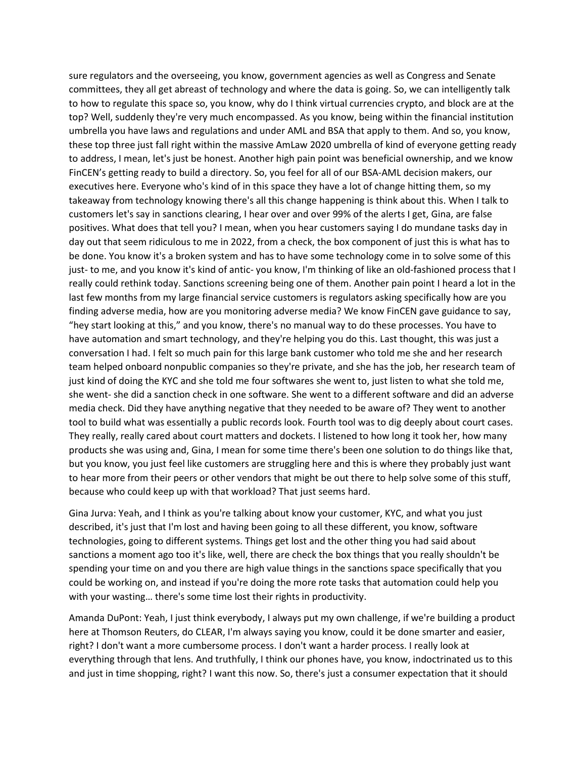sure regulators and the overseeing, you know, government agencies as well as Congress and Senate committees, they all get abreast of technology and where the data is going. So, we can intelligently talk to how to regulate this space so, you know, why do I think virtual currencies crypto, and block are at the top? Well, suddenly they're very much encompassed. As you know, being within the financial institution umbrella you have laws and regulations and under AML and BSA that apply to them. And so, you know, these top three just fall right within the massive AmLaw 2020 umbrella of kind of everyone getting ready to address, I mean, let's just be honest. Another high pain point was beneficial ownership, and we know FinCEN's getting ready to build a directory. So, you feel for all of our BSA-AML decision makers, our executives here. Everyone who's kind of in this space they have a lot of change hitting them, so my takeaway from technology knowing there's all this change happening is think about this. When I talk to customers let's say in sanctions clearing, I hear over and over 99% of the alerts I get, Gina, are false positives. What does that tell you? I mean, when you hear customers saying I do mundane tasks day in day out that seem ridiculous to me in 2022, from a check, the box component of just this is what has to be done. You know it's a broken system and has to have some technology come in to solve some of this just- to me, and you know it's kind of antic- you know, I'm thinking of like an old-fashioned process that I really could rethink today. Sanctions screening being one of them. Another pain point I heard a lot in the last few months from my large financial service customers is regulators asking specifically how are you finding adverse media, how are you monitoring adverse media? We know FinCEN gave guidance to say, "hey start looking at this," and you know, there's no manual way to do these processes. You have to have automation and smart technology, and they're helping you do this. Last thought, this was just a conversation I had. I felt so much pain for this large bank customer who told me she and her research team helped onboard nonpublic companies so they're private, and she has the job, her research team of just kind of doing the KYC and she told me four softwares she went to, just listen to what she told me, she went- she did a sanction check in one software. She went to a different software and did an adverse media check. Did they have anything negative that they needed to be aware of? They went to another tool to build what was essentially a public records look. Fourth tool was to dig deeply about court cases. They really, really cared about court matters and dockets. I listened to how long it took her, how many products she was using and, Gina, I mean for some time there's been one solution to do things like that, but you know, you just feel like customers are struggling here and this is where they probably just want to hear more from their peers or other vendors that might be out there to help solve some of this stuff, because who could keep up with that workload? That just seems hard.

Gina Jurva: Yeah, and I think as you're talking about know your customer, KYC, and what you just described, it's just that I'm lost and having been going to all these different, you know, software technologies, going to different systems. Things get lost and the other thing you had said about sanctions a moment ago too it's like, well, there are check the box things that you really shouldn't be spending your time on and you there are high value things in the sanctions space specifically that you could be working on, and instead if you're doing the more rote tasks that automation could help you with your wasting… there's some time lost their rights in productivity.

Amanda DuPont: Yeah, I just think everybody, I always put my own challenge, if we're building a product here at Thomson Reuters, do CLEAR, I'm always saying you know, could it be done smarter and easier, right? I don't want a more cumbersome process. I don't want a harder process. I really look at everything through that lens. And truthfully, I think our phones have, you know, indoctrinated us to this and just in time shopping, right? I want this now. So, there's just a consumer expectation that it should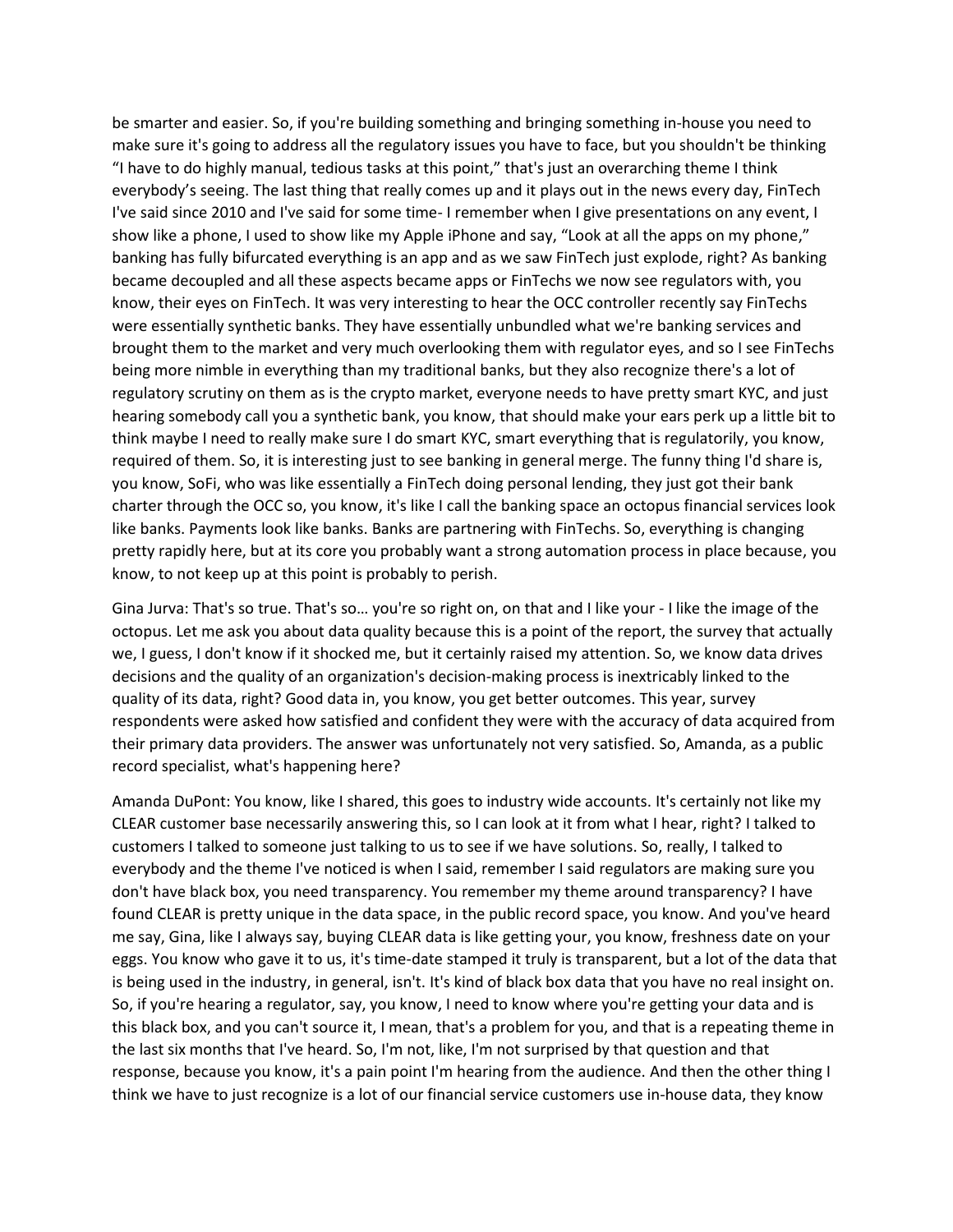be smarter and easier. So, if you're building something and bringing something in-house you need to make sure it's going to address all the regulatory issues you have to face, but you shouldn't be thinking "I have to do highly manual, tedious tasks at this point," that's just an overarching theme I think everybody's seeing. The last thing that really comes up and it plays out in the news every day, FinTech I've said since 2010 and I've said for some time- I remember when I give presentations on any event, I show like a phone, I used to show like my Apple iPhone and say, "Look at all the apps on my phone," banking has fully bifurcated everything is an app and as we saw FinTech just explode, right? As banking became decoupled and all these aspects became apps or FinTechs we now see regulators with, you know, their eyes on FinTech. It was very interesting to hear the OCC controller recently say FinTechs were essentially synthetic banks. They have essentially unbundled what we're banking services and brought them to the market and very much overlooking them with regulator eyes, and so I see FinTechs being more nimble in everything than my traditional banks, but they also recognize there's a lot of regulatory scrutiny on them as is the crypto market, everyone needs to have pretty smart KYC, and just hearing somebody call you a synthetic bank, you know, that should make your ears perk up a little bit to think maybe I need to really make sure I do smart KYC, smart everything that is regulatorily, you know, required of them. So, it is interesting just to see banking in general merge. The funny thing I'd share is, you know, SoFi, who was like essentially a FinTech doing personal lending, they just got their bank charter through the OCC so, you know, it's like I call the banking space an octopus financial services look like banks. Payments look like banks. Banks are partnering with FinTechs. So, everything is changing pretty rapidly here, but at its core you probably want a strong automation process in place because, you know, to not keep up at this point is probably to perish.

Gina Jurva: That's so true. That's so… you're so right on, on that and I like your - I like the image of the octopus. Let me ask you about data quality because this is a point of the report, the survey that actually we, I guess, I don't know if it shocked me, but it certainly raised my attention. So, we know data drives decisions and the quality of an organization's decision-making process is inextricably linked to the quality of its data, right? Good data in, you know, you get better outcomes. This year, survey respondents were asked how satisfied and confident they were with the accuracy of data acquired from their primary data providers. The answer was unfortunately not very satisfied. So, Amanda, as a public record specialist, what's happening here?

Amanda DuPont: You know, like I shared, this goes to industry wide accounts. It's certainly not like my CLEAR customer base necessarily answering this, so I can look at it from what I hear, right? I talked to customers I talked to someone just talking to us to see if we have solutions. So, really, I talked to everybody and the theme I've noticed is when I said, remember I said regulators are making sure you don't have black box, you need transparency. You remember my theme around transparency? I have found CLEAR is pretty unique in the data space, in the public record space, you know. And you've heard me say, Gina, like I always say, buying CLEAR data is like getting your, you know, freshness date on your eggs. You know who gave it to us, it's time-date stamped it truly is transparent, but a lot of the data that is being used in the industry, in general, isn't. It's kind of black box data that you have no real insight on. So, if you're hearing a regulator, say, you know, I need to know where you're getting your data and is this black box, and you can't source it, I mean, that's a problem for you, and that is a repeating theme in the last six months that I've heard. So, I'm not, like, I'm not surprised by that question and that response, because you know, it's a pain point I'm hearing from the audience. And then the other thing I think we have to just recognize is a lot of our financial service customers use in-house data, they know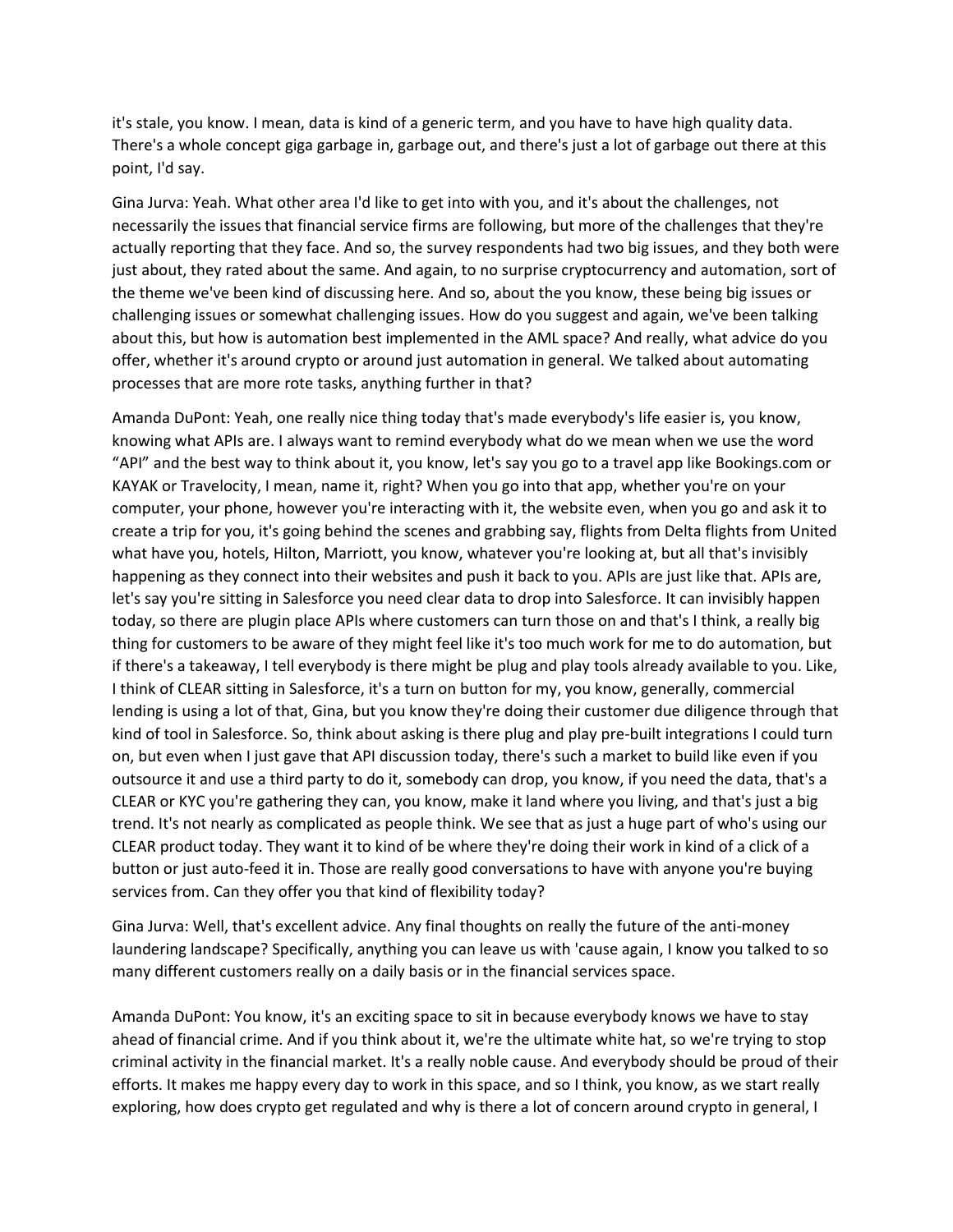it's stale, you know. I mean, data is kind of a generic term, and you have to have high quality data. There's a whole concept giga garbage in, garbage out, and there's just a lot of garbage out there at this point, I'd say.

Gina Jurva: Yeah. What other area I'd like to get into with you, and it's about the challenges, not necessarily the issues that financial service firms are following, but more of the challenges that they're actually reporting that they face. And so, the survey respondents had two big issues, and they both were just about, they rated about the same. And again, to no surprise cryptocurrency and automation, sort of the theme we've been kind of discussing here. And so, about the you know, these being big issues or challenging issues or somewhat challenging issues. How do you suggest and again, we've been talking about this, but how is automation best implemented in the AML space? And really, what advice do you offer, whether it's around crypto or around just automation in general. We talked about automating processes that are more rote tasks, anything further in that?

Amanda DuPont: Yeah, one really nice thing today that's made everybody's life easier is, you know, knowing what APIs are. I always want to remind everybody what do we mean when we use the word "API" and the best way to think about it, you know, let's say you go to a travel app like Bookings.com or KAYAK or Travelocity, I mean, name it, right? When you go into that app, whether you're on your computer, your phone, however you're interacting with it, the website even, when you go and ask it to create a trip for you, it's going behind the scenes and grabbing say, flights from Delta flights from United what have you, hotels, Hilton, Marriott, you know, whatever you're looking at, but all that's invisibly happening as they connect into their websites and push it back to you. APIs are just like that. APIs are, let's say you're sitting in Salesforce you need clear data to drop into Salesforce. It can invisibly happen today, so there are plugin place APIs where customers can turn those on and that's I think, a really big thing for customers to be aware of they might feel like it's too much work for me to do automation, but if there's a takeaway, I tell everybody is there might be plug and play tools already available to you. Like, I think of CLEAR sitting in Salesforce, it's a turn on button for my, you know, generally, commercial lending is using a lot of that, Gina, but you know they're doing their customer due diligence through that kind of tool in Salesforce. So, think about asking is there plug and play pre-built integrations I could turn on, but even when I just gave that API discussion today, there's such a market to build like even if you outsource it and use a third party to do it, somebody can drop, you know, if you need the data, that's a CLEAR or KYC you're gathering they can, you know, make it land where you living, and that's just a big trend. It's not nearly as complicated as people think. We see that as just a huge part of who's using our CLEAR product today. They want it to kind of be where they're doing their work in kind of a click of a button or just auto-feed it in. Those are really good conversations to have with anyone you're buying services from. Can they offer you that kind of flexibility today?

Gina Jurva: Well, that's excellent advice. Any final thoughts on really the future of the anti-money laundering landscape? Specifically, anything you can leave us with 'cause again, I know you talked to so many different customers really on a daily basis or in the financial services space.

Amanda DuPont: You know, it's an exciting space to sit in because everybody knows we have to stay ahead of financial crime. And if you think about it, we're the ultimate white hat, so we're trying to stop criminal activity in the financial market. It's a really noble cause. And everybody should be proud of their efforts. It makes me happy every day to work in this space, and so I think, you know, as we start really exploring, how does crypto get regulated and why is there a lot of concern around crypto in general, I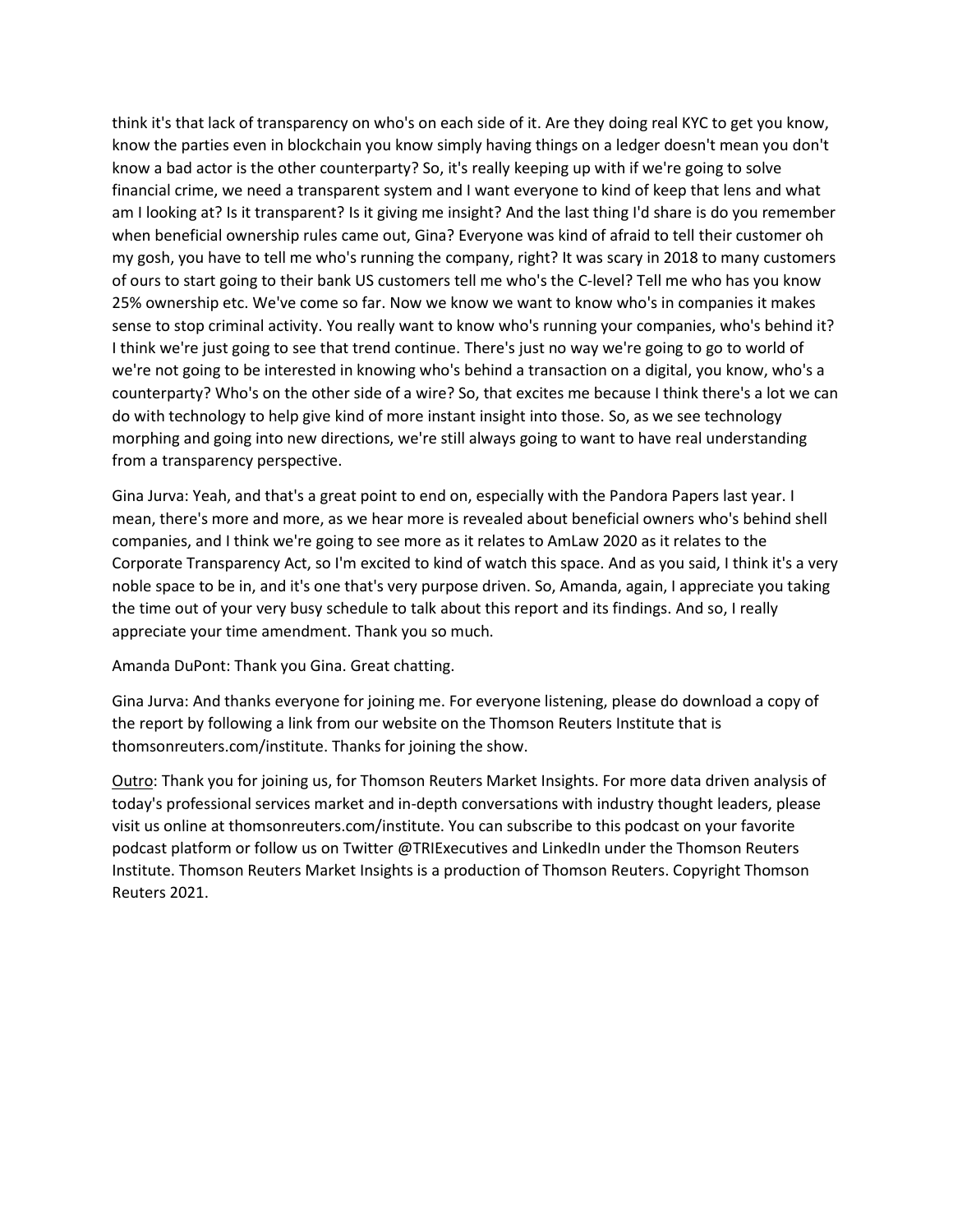think it's that lack of transparency on who's on each side of it. Are they doing real KYC to get you know, know the parties even in blockchain you know simply having things on a ledger doesn't mean you don't know a bad actor is the other counterparty? So, it's really keeping up with if we're going to solve financial crime, we need a transparent system and I want everyone to kind of keep that lens and what am I looking at? Is it transparent? Is it giving me insight? And the last thing I'd share is do you remember when beneficial ownership rules came out, Gina? Everyone was kind of afraid to tell their customer oh my gosh, you have to tell me who's running the company, right? It was scary in 2018 to many customers of ours to start going to their bank US customers tell me who's the C-level? Tell me who has you know 25% ownership etc. We've come so far. Now we know we want to know who's in companies it makes sense to stop criminal activity. You really want to know who's running your companies, who's behind it? I think we're just going to see that trend continue. There's just no way we're going to go to world of we're not going to be interested in knowing who's behind a transaction on a digital, you know, who's a counterparty? Who's on the other side of a wire? So, that excites me because I think there's a lot we can do with technology to help give kind of more instant insight into those. So, as we see technology morphing and going into new directions, we're still always going to want to have real understanding from a transparency perspective.

Gina Jurva: Yeah, and that's a great point to end on, especially with the Pandora Papers last year. I mean, there's more and more, as we hear more is revealed about beneficial owners who's behind shell companies, and I think we're going to see more as it relates to AmLaw 2020 as it relates to the Corporate Transparency Act, so I'm excited to kind of watch this space. And as you said, I think it's a very noble space to be in, and it's one that's very purpose driven. So, Amanda, again, I appreciate you taking the time out of your very busy schedule to talk about this report and its findings. And so, I really appreciate your time amendment. Thank you so much.

Amanda DuPont: Thank you Gina. Great chatting.

Gina Jurva: And thanks everyone for joining me. For everyone listening, please do download a copy of the report by following a link from our website on the Thomson Reuters Institute that is thomsonreuters.com/institute. Thanks for joining the show.

Outro: Thank you for joining us, for Thomson Reuters Market Insights. For more data driven analysis of today's professional services market and in-depth conversations with industry thought leaders, please visit us online at thomsonreuters.com/institute. You can subscribe to this podcast on your favorite podcast platform or follow us on Twitter @TRIExecutives and LinkedIn under the Thomson Reuters Institute. Thomson Reuters Market Insights is a production of Thomson Reuters. Copyright Thomson Reuters 2021.